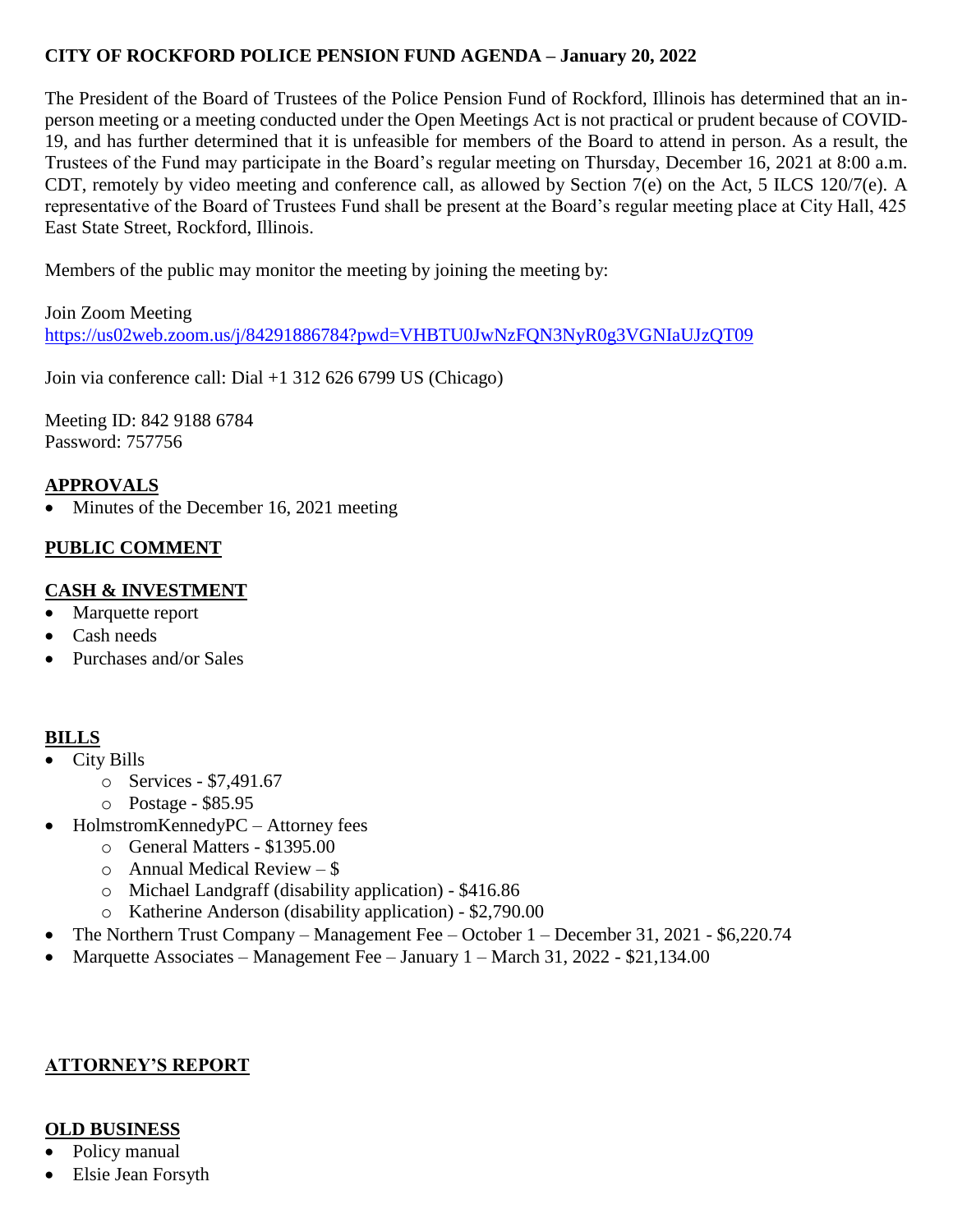**CITY OF ROCKFORD POLICE PENSION FUND AGENDA – January 20, 2022**

The President of the Board of Trustees of the Police Pension Fund of Rockford, Illinois has determined that an in-person meeting or a meeting conducted under the Open Meetings Act is not practical or prudent because of COVID-19, and has further determined that it is unfeasible for members of the Board to attend in person. As a result, the Trustees of the Fund may participate in the Board's regular meeting on Thursday, December 16, 2021 at 8:00 a.m. CDT, remotely by video meeting and conference call, as allowed by Section 7(e) on the Act, 5 ILCS 120/7(e). A representative of the Board of Trustees Fund shall be present at the Board's regular meeting place at City Hall, 425 East State Street, Rockford, Illinois.

Members of the public may monitor the meeting by joining the meeting by:

Join Zoom Meeting
https://us02web.zoom.us/j/84291886784?pwd=VHBTU0JwNzFQN3NyR0g3VGNIaUJzQT09

Join via conference call: Dial +1 312 626 6799 US (Chicago)

Meeting ID: 842 9188 6784
Password: 757756

**APPROVALS**

- Minutes of the December 16, 2021 meeting

**PUBLIC COMMENT**

**CASH & INVESTMENT**

- Marquette report
- Cash needs
- Purchases and/or Sales

**BILLS**

- City Bills
  - Services - $7,491.67
  - Postage - $85.95
- HolmstromKennedyPC – Attorney fees
  - General Matters - $1395.00
  - Annual Medical Review – $
  - Michael Landgraff (disability application) - $416.86
  - Katherine Anderson (disability application) - $2,790.00
- The Northern Trust Company – Management Fee – October 1 – December 31, 2021 - $6,220.74
- Marquette Associates – Management Fee – January 1 – March 31, 2022 - $21,134.00

**ATTORNEY'S REPORT**

**OLD BUSINESS**

- Policy manual
- Elsie Jean Forsyth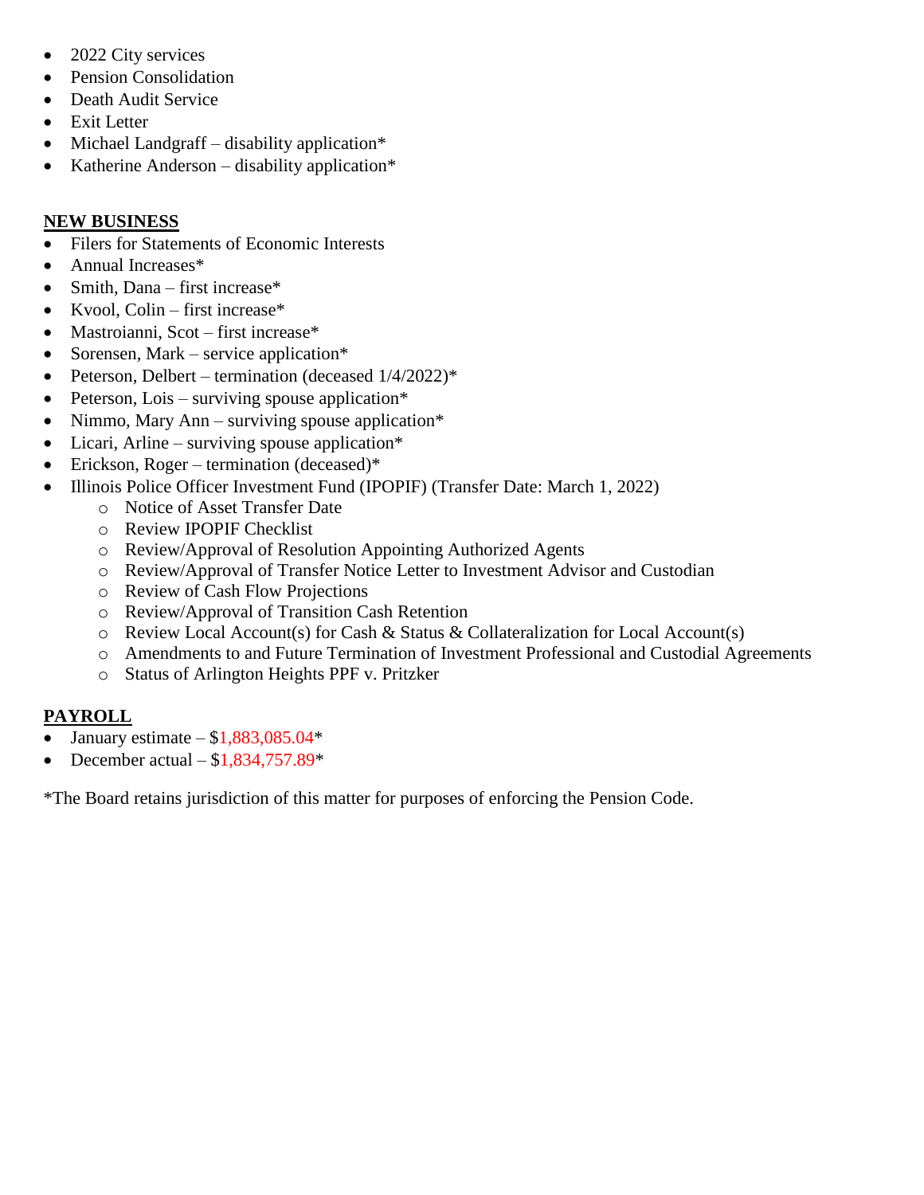- 2022 City services
- Pension Consolidation
- Death Audit Service
- Exit Letter
- Michael Landgraff – disability application*
- Katherine Anderson – disability application*

## NEW BUSINESS

- Filers for Statements of Economic Interests
- Annual Increases*
- Smith, Dana – first increase*
- Kvool, Colin – first increase*
- Mastroianni, Scot – first increase*
- Sorensen, Mark – service application*
- Peterson, Delbert – termination (deceased 1/4/2022)*
- Peterson, Lois – surviving spouse application*
- Nimmo, Mary Ann – surviving spouse application*
- Licari, Arline – surviving spouse application*
- Erickson, Roger – termination (deceased)*
- Illinois Police Officer Investment Fund (IPOPIF) (Transfer Date: March 1, 2022)
    - Notice of Asset Transfer Date
    - Review IPOPIF Checklist
    - Review/Approval of Resolution Appointing Authorized Agents
    - Review/Approval of Transfer Notice Letter to Investment Advisor and Custodian
    - Review of Cash Flow Projections
    - Review/Approval of Transition Cash Retention
    - Review Local Account(s) for Cash & Status & Collateralization for Local Account(s)
    - Amendments to and Future Termination of Investment Professional and Custodial Agreements
    - Status of Arlington Heights PPF v. Pritzker

## PAYROLL

- January estimate – $1,883,085.04*
- December actual – $1,834,757.89*

*The Board retains jurisdiction of this matter for purposes of enforcing the Pension Code.